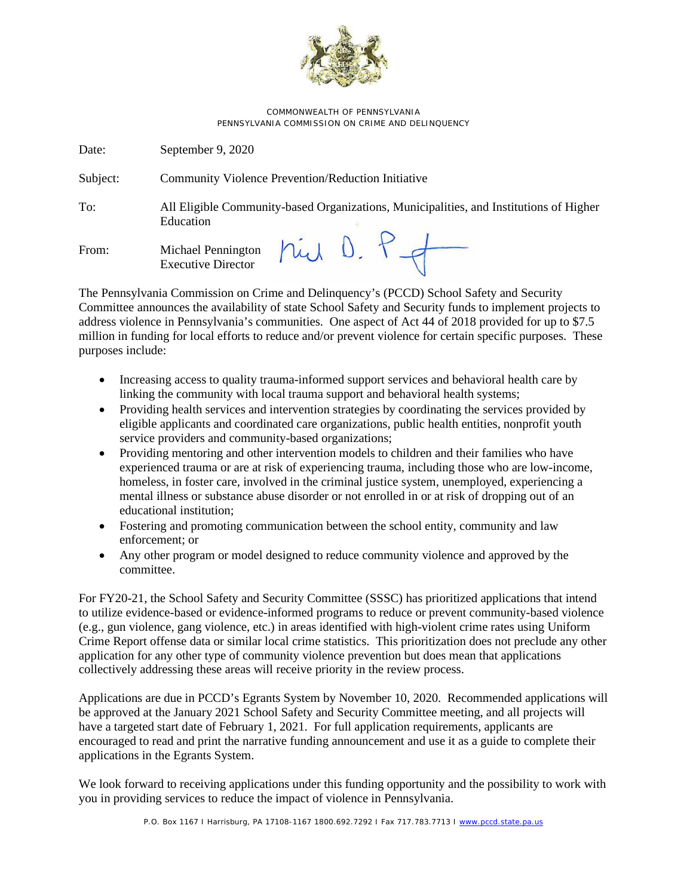COMMONWEALTH OF PENNSYLVANIA
PENNSYLVANIA COMMISSION ON CRIME AND DELINQUENCY

Date: September 9, 2020

Subject: Community Violence Prevention/Reduction Initiative

To: All Eligible Community-based Organizations, Municipalities, and Institutions of Higher Education

From: Michael Pennington
Executive Director

The Pennsylvania Commission on Crime and Delinquency's (PCCD) School Safety and Security Committee announces the availability of state School Safety and Security funds to implement projects to address violence in Pennsylvania's communities. One aspect of Act 44 of 2018 provided for up to $7.5 million in funding for local efforts to reduce and/or prevent violence for certain specific purposes. These purposes include:

- Increasing access to quality trauma-informed support services and behavioral health care by linking the community with local trauma support and behavioral health systems;
- Providing health services and intervention strategies by coordinating the services provided by eligible applicants and coordinated care organizations, public health entities, nonprofit youth service providers and community-based organizations;
- Providing mentoring and other intervention models to children and their families who have experienced trauma or are at risk of experiencing trauma, including those who are low-income, homeless, in foster care, involved in the criminal justice system, unemployed, experiencing a mental illness or substance abuse disorder or not enrolled in or at risk of dropping out of an educational institution;
- Fostering and promoting communication between the school entity, community and law enforcement; or
- Any other program or model designed to reduce community violence and approved by the committee.

For FY20-21, the School Safety and Security Committee (SSSC) has prioritized applications that intend to utilize evidence-based or evidence-informed programs to reduce or prevent community-based violence (e.g., gun violence, gang violence, etc.) in areas identified with high-violent crime rates using Uniform Crime Report offense data or similar local crime statistics. This prioritization does not preclude any other application for any other type of community violence prevention but does mean that applications collectively addressing these areas will receive priority in the review process.

Applications are due in PCCD's Egrants System by November 10, 2020. Recommended applications will be approved at the January 2021 School Safety and Security Committee meeting, and all projects will have a targeted start date of February 1, 2021. For full application requirements, applicants are encouraged to read and print the narrative funding announcement and use it as a guide to complete their applications in the Egrants System.

We look forward to receiving applications under this funding opportunity and the possibility to work with you in providing services to reduce the impact of violence in Pennsylvania.

P.O. Box 1167 I Harrisburg, PA 17108-1167 1800.692.7292 I Fax 717.783.7713 I www.pccd.state.pa.us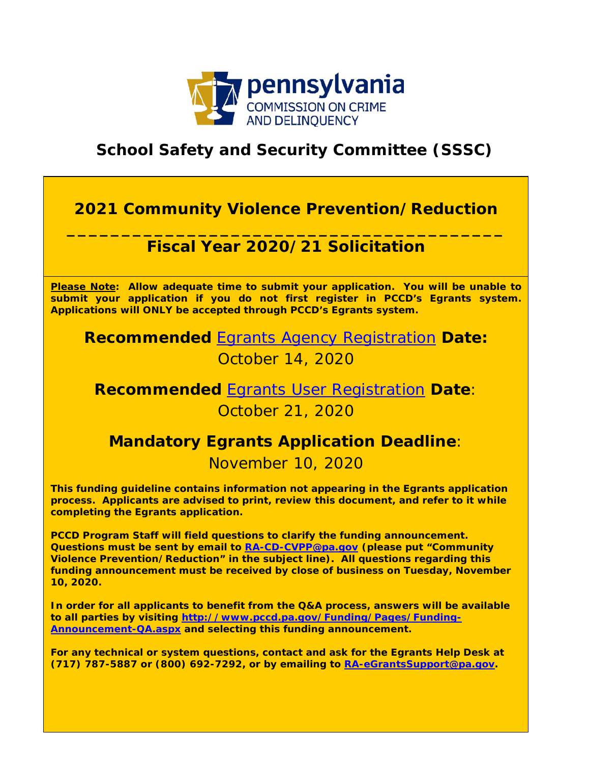**pennsylvania**
COMMISSION ON CRIME
AND DELINQUENCY

# School Safety and Security Committee (SSSC)

## 2021 Community Violence Prevention/Reduction

## Fiscal Year 2020/21 Solicitation

**Please Note: Allow adequate time to submit your application. You will be unable to submit your application if you do not first register in PCCD's Egrants system. Applications will ONLY be accepted through PCCD's Egrants system.**

**Recommended Egrants Agency Registration Date:**
October 14, 2020

**Recommended Egrants User Registration Date:**
October 21, 2020

**Mandatory Egrants Application Deadline:**
November 10, 2020

**This funding guideline contains information not appearing in the Egrants application process. Applicants are advised to print, review this document, and refer to it while completing the Egrants application.**

**PCCD Program Staff will field questions to clarify the funding announcement. Questions must be sent by email to RA-CD-CVPP@pa.gov (please put "Community Violence Prevention/Reduction" in the subject line). All questions regarding this funding announcement must be received by close of business on Tuesday, November 10, 2020.**

**In order for all applicants to benefit from the Q&A process, answers will be available to all parties by visiting http://www.pccd.pa.gov/Funding/Pages/Funding-Announcement-QA.aspx and selecting this funding announcement.**

**For any technical or system questions, contact and ask for the Egrants Help Desk at (717) 787-5887 or (800) 692-7292, or by emailing to RA-eGrantsSupport@pa.gov.**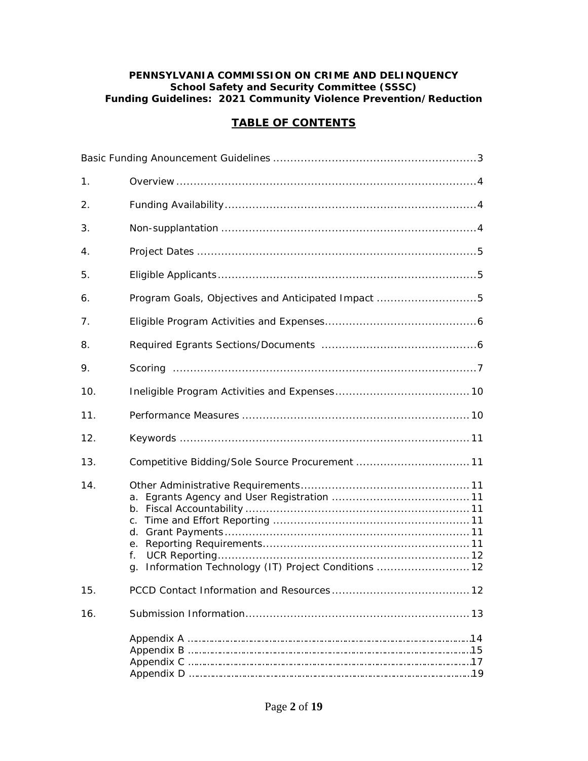**PENNSYLVANIA COMMISSION ON CRIME AND DELINQUENCY**
**School Safety and Security Committee (SSSC)**
**Funding Guidelines: 2021 Community Violence Prevention/Reduction**

## TABLE OF CONTENTS

Basic Funding Anouncement Guidelines .......... 3

1. Overview .......... 4
2. Funding Availability .......... 4
3. Non-supplantation .......... 4
4. Project Dates .......... 5
5. Eligible Applicants .......... 5
6. Program Goals, Objectives and Anticipated Impact .......... 5
7. Eligible Program Activities and Expenses .......... 6
8. Required Egrants Sections/Documents .......... 6
9. Scoring .......... 7
10. Ineligible Program Activities and Expenses .......... 10
11. Performance Measures .......... 10
12. Keywords .......... 11
13. Competitive Bidding/Sole Source Procurement .......... 11
14. Other Administrative Requirements .......... 11
    a. Egrants Agency and User Registration .......... 11
    b. Fiscal Accountability .......... 11
    c. Time and Effort Reporting .......... 11
    d. Grant Payments .......... 11
    e. Reporting Requirements .......... 11
    f. UCR Reporting .......... 12
    g. Information Technology (IT) Project Conditions .......... 12
15. PCCD Contact Information and Resources .......... 12
16. Submission Information .......... 13

Appendix A .......... 14
Appendix B .......... 15
Appendix C .......... 17
Appendix D .......... 19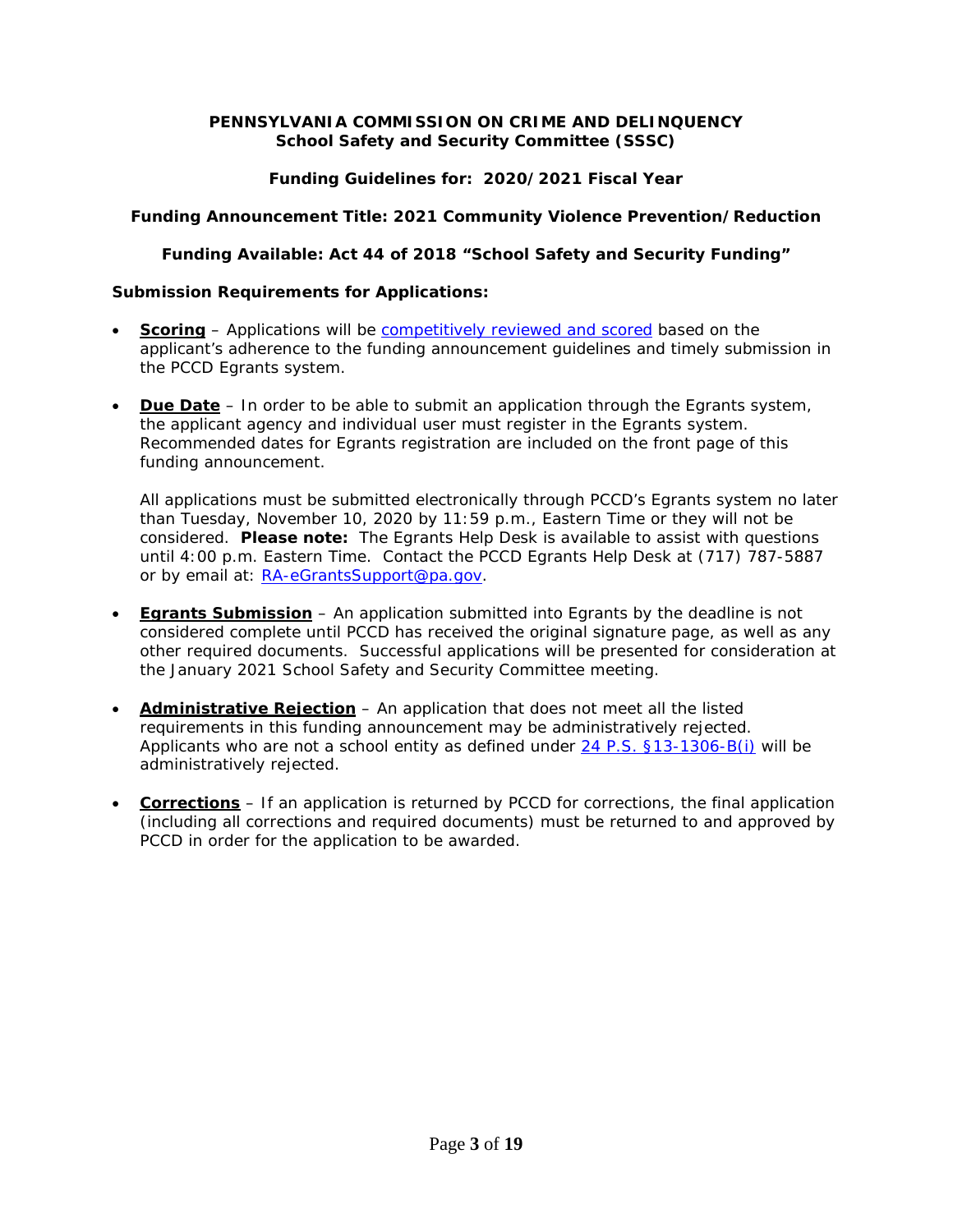**PENNSYLVANIA COMMISSION ON CRIME AND DELINQUENCY**
**School Safety and Security Committee (SSSC)**

**Funding Guidelines for: 2020/2021 Fiscal Year**

**Funding Announcement Title: 2021 Community Violence Prevention/Reduction**

**Funding Available: Act 44 of 2018 "School Safety and Security Funding"**

**Submission Requirements for Applications:**

- **Scoring** – Applications will be competitively reviewed and scored based on the applicant's adherence to the funding announcement guidelines and timely submission in the PCCD Egrants system.

- **Due Date** – In order to be able to submit an application through the Egrants system, the applicant agency and individual user must register in the Egrants system. Recommended dates for Egrants registration are included on the front page of this funding announcement.

  All applications must be submitted electronically through PCCD's Egrants system no later than Tuesday, November 10, 2020 by 11:59 p.m., Eastern Time or they will not be considered. **Please note:** The Egrants Help Desk is available to assist with questions until 4:00 p.m. Eastern Time. Contact the PCCD Egrants Help Desk at (717) 787-5887 or by email at: RA-eGrantsSupport@pa.gov.

- **Egrants Submission** – An application submitted into Egrants by the deadline is not considered complete until PCCD has received the original signature page, as well as any other required documents. Successful applications will be presented for consideration at the January 2021 School Safety and Security Committee meeting.

- **Administrative Rejection** – An application that does not meet all the listed requirements in this funding announcement may be administratively rejected. Applicants who are not a school entity as defined under 24 P.S. §13-1306-B(i) will be administratively rejected.

- **Corrections** – If an application is returned by PCCD for corrections, the final application (including all corrections and required documents) must be returned to and approved by PCCD in order for the application to be awarded.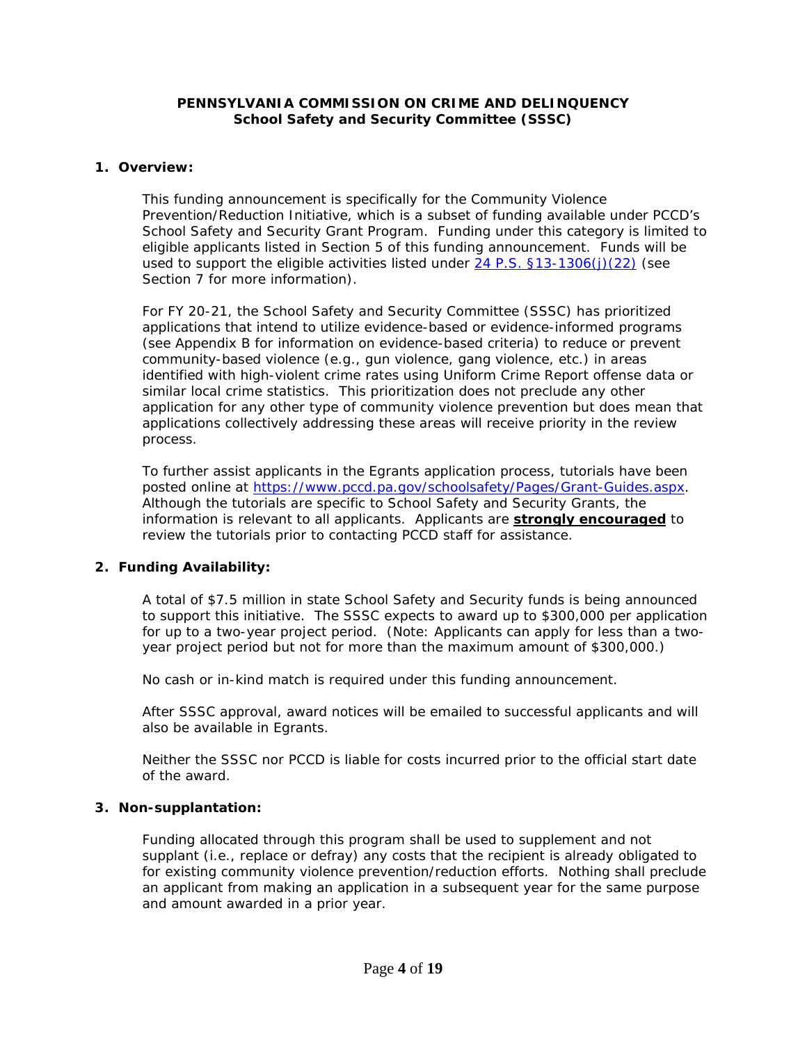**PENNSYLVANIA COMMISSION ON CRIME AND DELINQUENCY**
**School Safety and Security Committee (SSSC)**

## 1. Overview:

This funding announcement is specifically for the Community Violence Prevention/Reduction Initiative, which is a subset of funding available under PCCD's School Safety and Security Grant Program. Funding under this category is limited to eligible applicants listed in Section 5 of this funding announcement. Funds will be used to support the eligible activities listed under [24 P.S. §13-1306(j)(22)](24 P.S. §13-1306(j)(22)) (see Section 7 for more information).

For FY 20-21, the School Safety and Security Committee (SSSC) has prioritized applications that intend to utilize evidence-based or evidence-informed programs (see Appendix B for information on evidence-based criteria) to reduce or prevent community-based violence (e.g., gun violence, gang violence, etc.) in areas identified with high-violent crime rates using Uniform Crime Report offense data or similar local crime statistics. This prioritization does not preclude any other application for any other type of community violence prevention but does mean that applications collectively addressing these areas will receive priority in the review process.

To further assist applicants in the Egrants application process, tutorials have been posted online at https://www.pccd.pa.gov/schoolsafety/Pages/Grant-Guides.aspx. Although the tutorials are specific to School Safety and Security Grants, the information is relevant to all applicants. Applicants are **strongly encouraged** to review the tutorials prior to contacting PCCD staff for assistance.

## 2. Funding Availability:

A total of $7.5 million in state School Safety and Security funds is being announced to support this initiative. The SSSC expects to award up to $300,000 per application for up to a two-year project period. (Note: Applicants can apply for less than a two-year project period but not for more than the maximum amount of $300,000.)

No cash or in-kind match is required under this funding announcement.

After SSSC approval, award notices will be emailed to successful applicants and will also be available in Egrants.

Neither the SSSC nor PCCD is liable for costs incurred prior to the official start date of the award.

## 3. Non-supplantation:

Funding allocated through this program shall be used to supplement and not supplant (i.e., replace or defray) any costs that the recipient is already obligated to for existing community violence prevention/reduction efforts. Nothing shall preclude an applicant from making an application in a subsequent year for the same purpose and amount awarded in a prior year.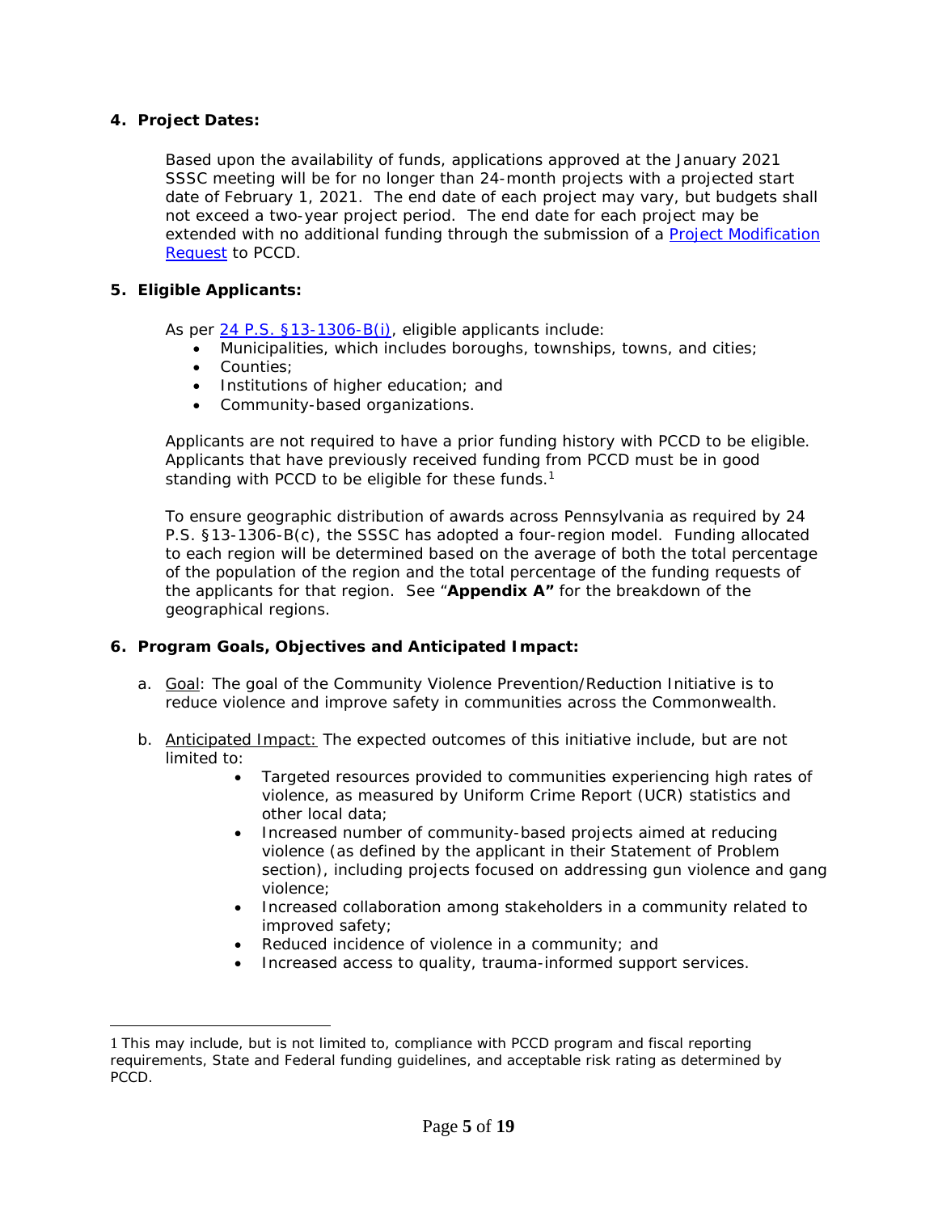## 4. Project Dates:

Based upon the availability of funds, applications approved at the January 2021 SSSC meeting will be for no longer than 24-month projects with a projected start date of February 1, 2021. The end date of each project may vary, but budgets shall not exceed a two-year project period. The end date for each project may be extended with no additional funding through the submission of a [Project Modification Request](#) to PCCD.

## 5. Eligible Applicants:

As per [24 P.S. §13-1306-B(i)](#), eligible applicants include:

- Municipalities, which includes boroughs, townships, towns, and cities;
- Counties;
- Institutions of higher education; and
- Community-based organizations.

Applicants are not required to have a prior funding history with PCCD to be eligible. Applicants that have previously received funding from PCCD must be in good standing with PCCD to be eligible for these funds.[1]

To ensure geographic distribution of awards across Pennsylvania as required by 24 P.S. §13-1306-B(c), the SSSC has adopted a four-region model. Funding allocated to each region will be determined based on the average of both the total percentage of the population of the region and the total percentage of the funding requests of the applicants for that region. See "**Appendix A"** for the breakdown of the geographical regions.

## 6. Program Goals, Objectives and Anticipated Impact:

a. Goal: The goal of the Community Violence Prevention/Reduction Initiative is to reduce violence and improve safety in communities across the Commonwealth.

b. Anticipated Impact: The expected outcomes of this initiative include, but are not limited to:

- Targeted resources provided to communities experiencing high rates of violence, as measured by Uniform Crime Report (UCR) statistics and other local data;
- Increased number of community-based projects aimed at reducing violence (as defined by the applicant in their Statement of Problem section), including projects focused on addressing gun violence and gang violence;
- Increased collaboration among stakeholders in a community related to improved safety;
- Reduced incidence of violence in a community; and
- Increased access to quality, trauma-informed support services.

---

[1] This may include, but is not limited to, compliance with PCCD program and fiscal reporting requirements, State and Federal funding guidelines, and acceptable risk rating as determined by PCCD.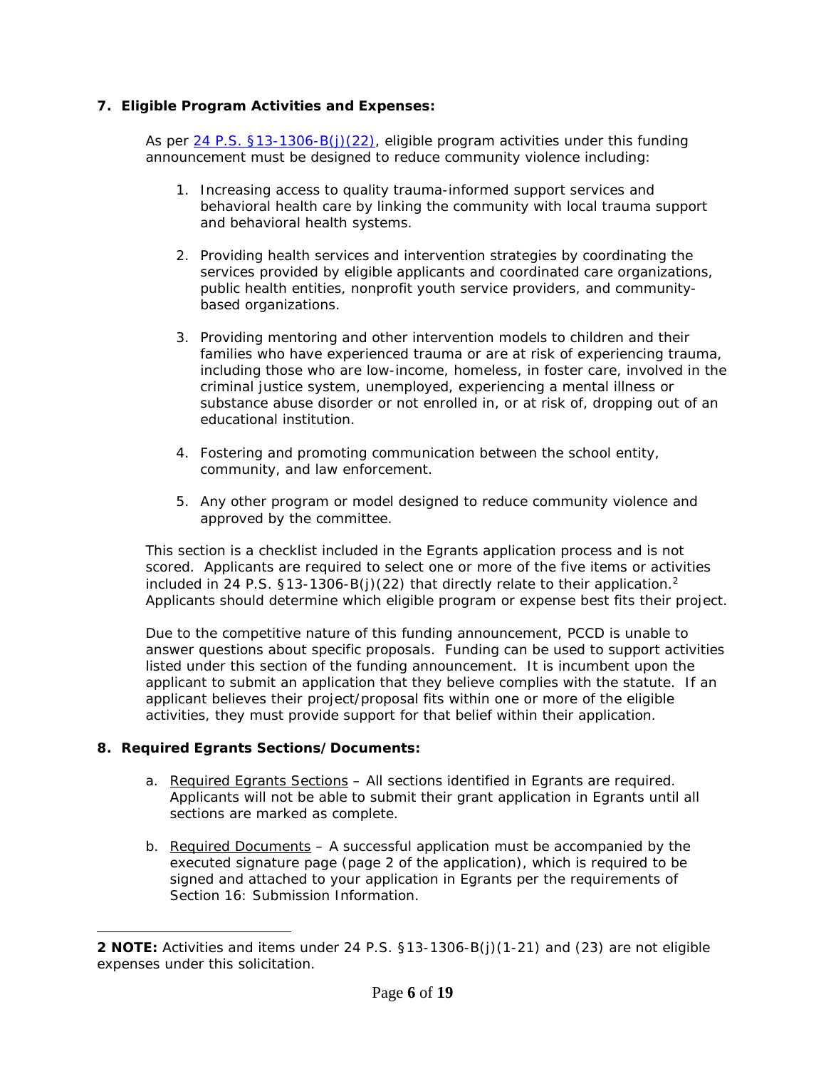**7. Eligible Program Activities and Expenses:**

As per [24 P.S. §13-1306-B(j)(22)](), eligible program activities under this funding announcement must be designed to reduce community violence including:

1. Increasing access to quality trauma-informed support services and behavioral health care by linking the community with local trauma support and behavioral health systems.

2. Providing health services and intervention strategies by coordinating the services provided by eligible applicants and coordinated care organizations, public health entities, nonprofit youth service providers, and community-based organizations.

3. Providing mentoring and other intervention models to children and their families who have experienced trauma or are at risk of experiencing trauma, including those who are low-income, homeless, in foster care, involved in the criminal justice system, unemployed, experiencing a mental illness or substance abuse disorder or not enrolled in, or at risk of, dropping out of an educational institution.

4. Fostering and promoting communication between the school entity, community, and law enforcement.

5. Any other program or model designed to reduce community violence and approved by the committee.

This section is a checklist included in the Egrants application process and is not scored. Applicants are required to select one or more of the five items or activities included in 24 P.S. §13-1306-B(j)(22) that directly relate to their application.[2] Applicants should determine which eligible program or expense best fits their project.

Due to the competitive nature of this funding announcement, PCCD is unable to answer questions about specific proposals. Funding can be used to support activities listed under this section of the funding announcement. It is incumbent upon the applicant to submit an application that they believe complies with the statute. If an applicant believes their project/proposal fits within one or more of the eligible activities, they must provide support for that belief within their application.

**8. Required Egrants Sections/Documents:**

a. Required Egrants Sections – All sections identified in Egrants are required. Applicants will not be able to submit their grant application in Egrants until all sections are marked as complete.

b. Required Documents – A successful application must be accompanied by the executed signature page (page 2 of the application), which is required to be signed and attached to your application in Egrants per the requirements of Section 16: Submission Information.

---

**2 NOTE:** Activities and items under 24 P.S. §13-1306-B(j)(1-21) and (23) are not eligible expenses under this solicitation.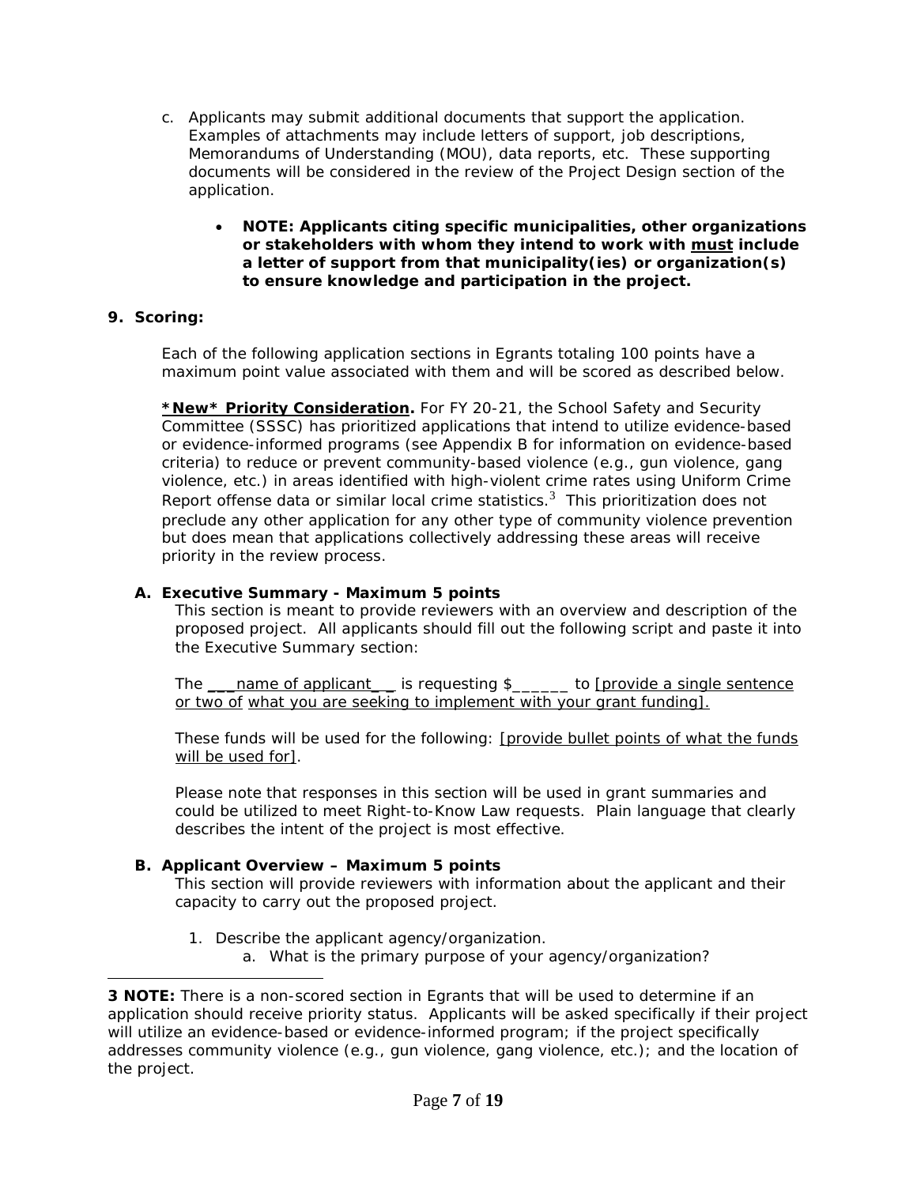c. Applicants may submit additional documents that support the application. Examples of attachments may include letters of support, job descriptions, Memorandums of Understanding (MOU), data reports, etc. These supporting documents will be considered in the review of the Project Design section of the application.

   - **NOTE: Applicants citing specific municipalities, other organizations or stakeholders with whom they intend to work with <u>must</u> include a letter of support from that municipality(ies) or organization(s) to ensure knowledge and participation in the project.**

## 9. Scoring:

Each of the following application sections in Egrants totaling 100 points have a maximum point value associated with them and will be scored as described below.

**<u>*New* Priority Consideration</u>.** For FY 20-21, the School Safety and Security Committee (SSSC) has prioritized applications that intend to utilize evidence-based or evidence-informed programs (see Appendix B for information on evidence-based criteria) to reduce or prevent community-based violence (e.g., gun violence, gang violence, etc.) in areas identified with high-violent crime rates using Uniform Crime Report offense data or similar local crime statistics.[3] This prioritization does not preclude any other application for any other type of community violence prevention but does mean that applications collectively addressing these areas will receive priority in the review process.

### A. Executive Summary - Maximum 5 points

This section is meant to provide reviewers with an overview and description of the proposed project. All applicants should fill out the following script and paste it into the Executive Summary section:

The <u>___name of applicant___</u> is requesting $______ to <u>[provide a single sentence or two of what you are seeking to implement with your grant funding].</u>

These funds will be used for the following: <u>[provide bullet points of what the funds will be used for]</u>.

Please note that responses in this section will be used in grant summaries and could be utilized to meet Right-to-Know Law requests. Plain language that clearly describes the intent of the project is most effective.

### B. Applicant Overview – Maximum 5 points

This section will provide reviewers with information about the applicant and their capacity to carry out the proposed project.

1. Describe the applicant agency/organization.
   a. What is the primary purpose of your agency/organization?

---

**3 NOTE:** There is a non-scored section in Egrants that will be used to determine if an application should receive priority status. Applicants will be asked specifically if their project will utilize an evidence-based or evidence-informed program; if the project specifically addresses community violence (e.g., gun violence, gang violence, etc.); and the location of the project.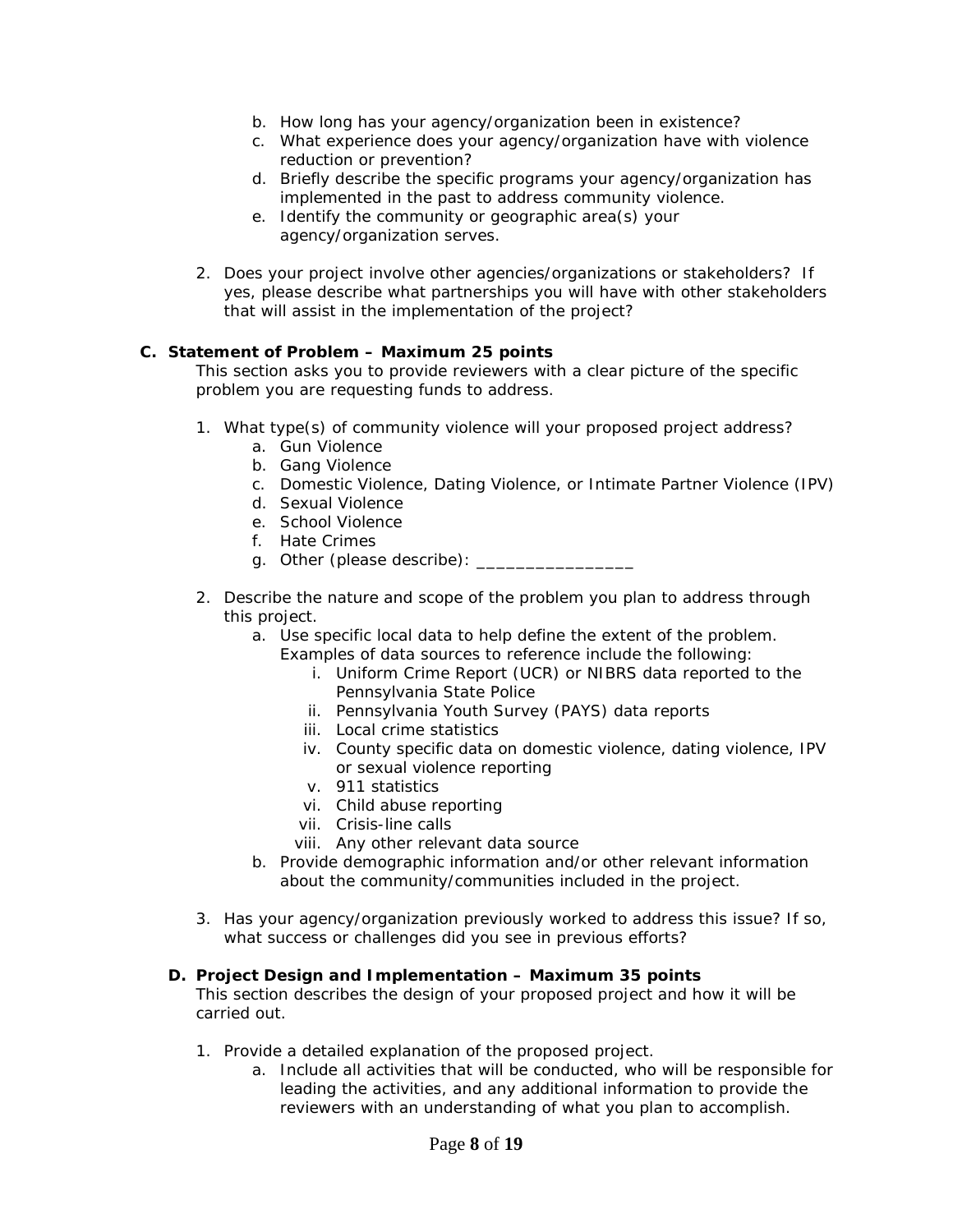b. How long has your agency/organization been in existence?
   c. What experience does your agency/organization have with violence reduction or prevention?
   d. Briefly describe the specific programs your agency/organization has implemented in the past to address community violence.
   e. Identify the community or geographic area(s) your agency/organization serves.

2. Does your project involve other agencies/organizations or stakeholders? If yes, please describe what partnerships you will have with other stakeholders that will assist in the implementation of the project?

**C. Statement of Problem – Maximum 25 points**

This section asks you to provide reviewers with a clear picture of the specific problem you are requesting funds to address.

1. What type(s) of community violence will your proposed project address?
   a. Gun Violence
   b. Gang Violence
   c. Domestic Violence, Dating Violence, or Intimate Partner Violence (IPV)
   d. Sexual Violence
   e. School Violence
   f. Hate Crimes
   g. Other (please describe): ________________

2. Describe the nature and scope of the problem you plan to address through this project.
   a. Use specific local data to help define the extent of the problem. Examples of data sources to reference include the following:
      i. Uniform Crime Report (UCR) or NIBRS data reported to the Pennsylvania State Police
      ii. Pennsylvania Youth Survey (PAYS) data reports
      iii. Local crime statistics
      iv. County specific data on domestic violence, dating violence, IPV or sexual violence reporting
      v. 911 statistics
      vi. Child abuse reporting
      vii. Crisis-line calls
      viii. Any other relevant data source
   b. Provide demographic information and/or other relevant information about the community/communities included in the project.

3. Has your agency/organization previously worked to address this issue? If so, what success or challenges did you see in previous efforts?

**D. Project Design and Implementation – Maximum 35 points**

This section describes the design of your proposed project and how it will be carried out.

1. Provide a detailed explanation of the proposed project.
   a. Include all activities that will be conducted, who will be responsible for leading the activities, and any additional information to provide the reviewers with an understanding of what you plan to accomplish.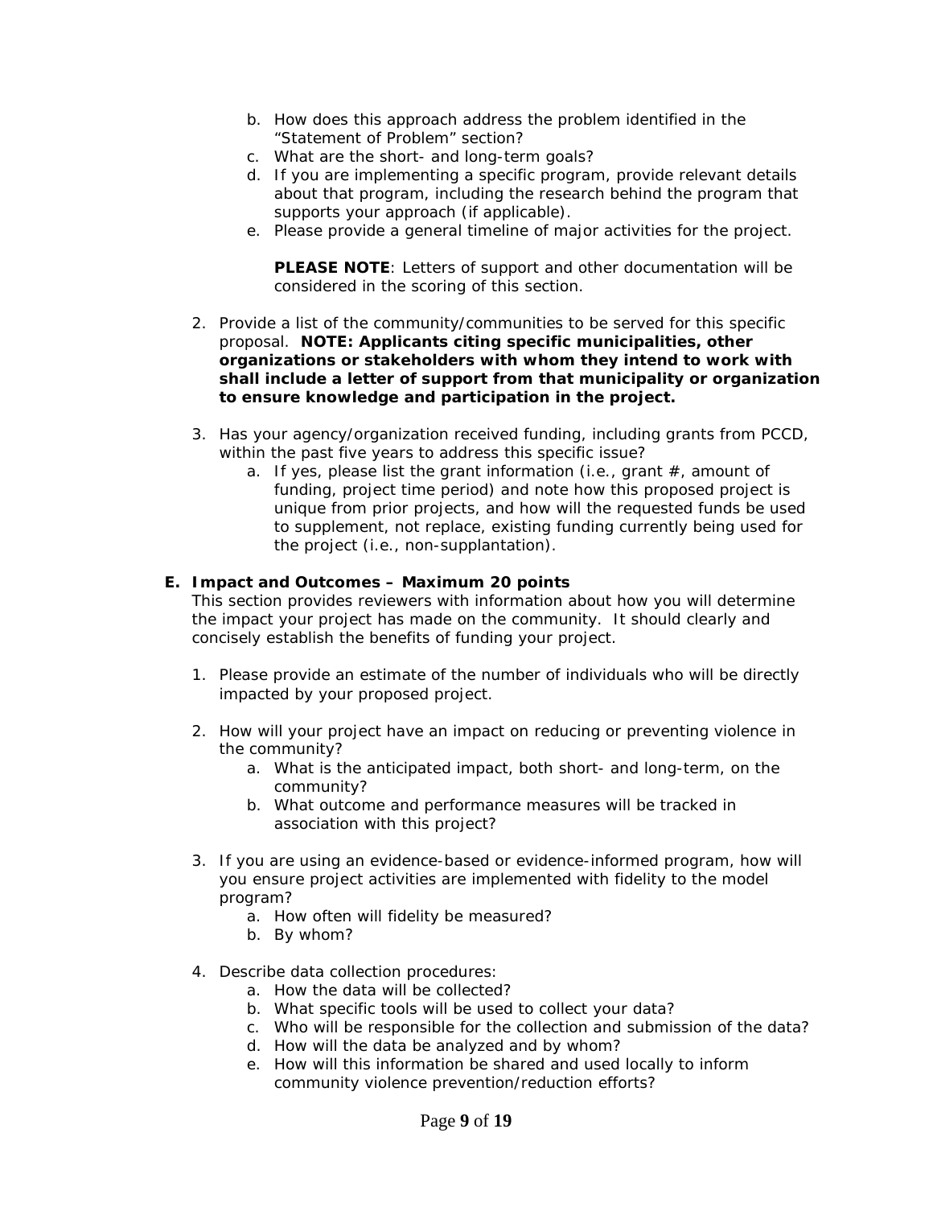b. How does this approach address the problem identified in the "Statement of Problem" section?
   c. What are the short- and long-term goals?
   d. If you are implementing a specific program, provide relevant details about that program, including the research behind the program that supports your approach (if applicable).
   e. Please provide a general timeline of major activities for the project.

   **PLEASE NOTE**: Letters of support and other documentation will be considered in the scoring of this section.

2. Provide a list of the community/communities to be served for this specific proposal. **NOTE: Applicants citing specific municipalities, other organizations or stakeholders with whom they intend to work with shall include a letter of support from that municipality or organization to ensure knowledge and participation in the project.**

3. Has your agency/organization received funding, including grants from PCCD, within the past five years to address this specific issue?
   a. If yes, please list the grant information (i.e., grant #, amount of funding, project time period) and note how this proposed project is unique from prior projects, and how will the requested funds be used to supplement, not replace, existing funding currently being used for the project (i.e., non-supplantation).

### E. Impact and Outcomes – Maximum 20 points

This section provides reviewers with information about how you will determine the impact your project has made on the community. It should clearly and concisely establish the benefits of funding your project.

1. Please provide an estimate of the number of individuals who will be directly impacted by your proposed project.

2. How will your project have an impact on reducing or preventing violence in the community?
   a. What is the anticipated impact, both short- and long-term, on the community?
   b. What outcome and performance measures will be tracked in association with this project?

3. If you are using an evidence-based or evidence-informed program, how will you ensure project activities are implemented with fidelity to the model program?
   a. How often will fidelity be measured?
   b. By whom?

4. Describe data collection procedures:
   a. How the data will be collected?
   b. What specific tools will be used to collect your data?
   c. Who will be responsible for the collection and submission of the data?
   d. How will the data be analyzed and by whom?
   e. How will this information be shared and used locally to inform community violence prevention/reduction efforts?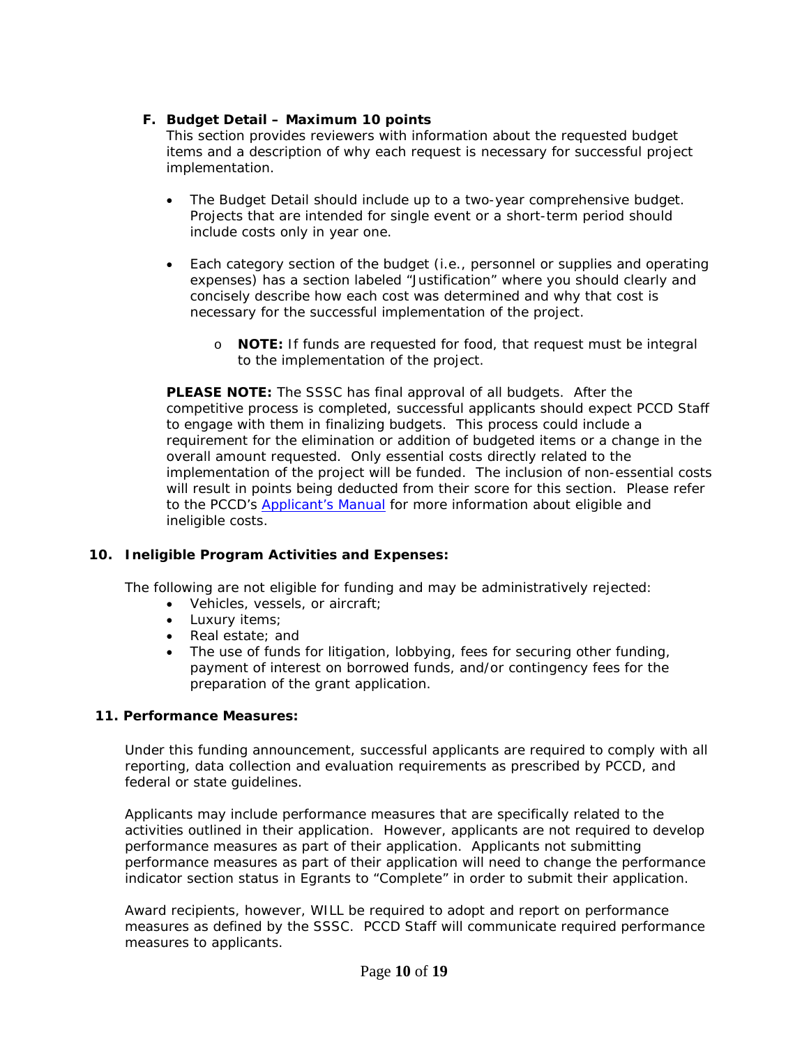### F. Budget Detail – Maximum 10 points

This section provides reviewers with information about the requested budget items and a description of why each request is necessary for successful project implementation.

- The Budget Detail should include up to a two-year comprehensive budget. Projects that are intended for single event or a short-term period should include costs only in year one.
- Each category section of the budget (i.e., personnel or supplies and operating expenses) has a section labeled "Justification" where you should clearly and concisely describe how each cost was determined and why that cost is necessary for the successful implementation of the project.
  - **NOTE:** If funds are requested for food, that request must be integral to the implementation of the project.

**PLEASE NOTE:** The SSSC has final approval of all budgets. After the competitive process is completed, successful applicants should expect PCCD Staff to engage with them in finalizing budgets. This process could include a requirement for the elimination or addition of budgeted items or a change in the overall amount requested. Only essential costs directly related to the implementation of the project will be funded. The inclusion of non-essential costs will result in points being deducted from their score for this section. Please refer to the PCCD's Applicant's Manual for more information about eligible and ineligible costs.

## 10. Ineligible Program Activities and Expenses:

The following are not eligible for funding and may be administratively rejected:

- Vehicles, vessels, or aircraft;
- Luxury items;
- Real estate; and
- The use of funds for litigation, lobbying, fees for securing other funding, payment of interest on borrowed funds, and/or contingency fees for the preparation of the grant application.

## 11. Performance Measures:

Under this funding announcement, successful applicants are required to comply with all reporting, data collection and evaluation requirements as prescribed by PCCD, and federal or state guidelines.

Applicants may include performance measures that are specifically related to the activities outlined in their application. However, applicants are not required to develop performance measures as part of their application. Applicants not submitting performance measures as part of their application will need to change the performance indicator section status in Egrants to "Complete" in order to submit their application.

Award recipients, however, WILL be required to adopt and report on performance measures as defined by the SSSC. PCCD Staff will communicate required performance measures to applicants.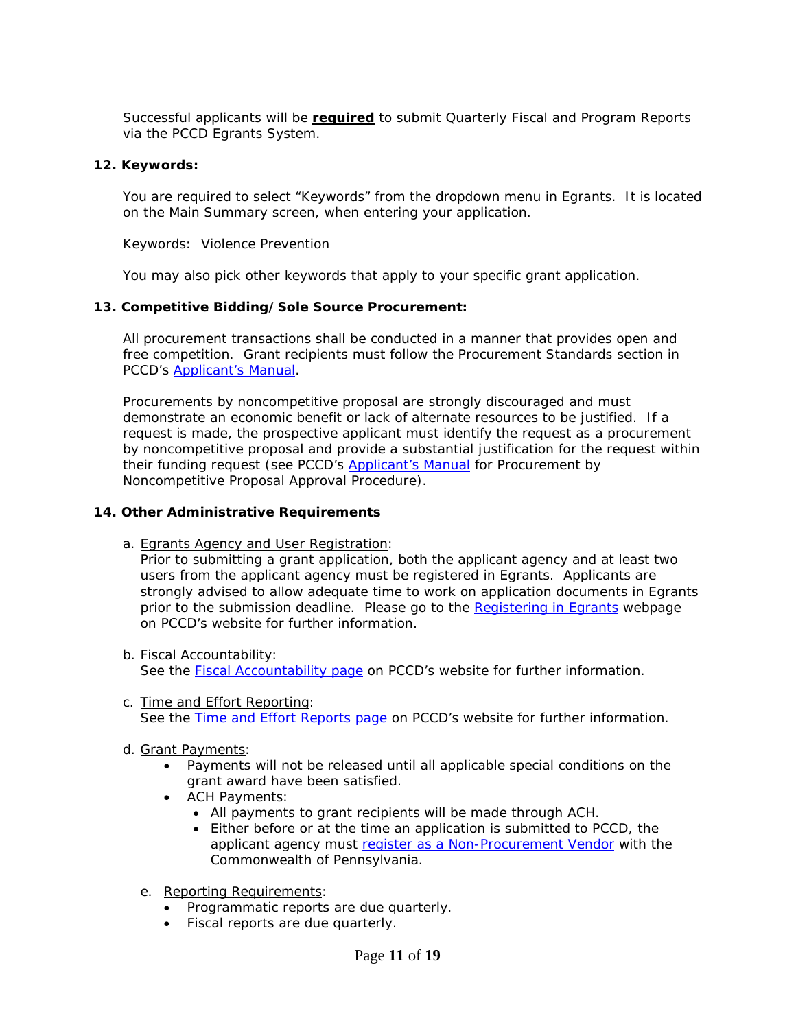Successful applicants will be **required** to submit Quarterly Fiscal and Program Reports via the PCCD Egrants System.

### 12. Keywords:

You are required to select "Keywords" from the dropdown menu in Egrants. It is located on the Main Summary screen, when entering your application.

Keywords: Violence Prevention

You may also pick other keywords that apply to your specific grant application.

### 13. Competitive Bidding/Sole Source Procurement:

All procurement transactions shall be conducted in a manner that provides open and free competition. Grant recipients must follow the Procurement Standards section in PCCD's Applicant's Manual.

Procurements by noncompetitive proposal are strongly discouraged and must demonstrate an economic benefit or lack of alternate resources to be justified. If a request is made, the prospective applicant must identify the request as a procurement by noncompetitive proposal and provide a substantial justification for the request within their funding request (see PCCD's Applicant's Manual for Procurement by Noncompetitive Proposal Approval Procedure).

### 14. Other Administrative Requirements

a. Egrants Agency and User Registration:
Prior to submitting a grant application, both the applicant agency and at least two users from the applicant agency must be registered in Egrants. Applicants are strongly advised to allow adequate time to work on application documents in Egrants prior to the submission deadline. Please go to the Registering in Egrants webpage on PCCD's website for further information.

b. Fiscal Accountability:
See the Fiscal Accountability page on PCCD's website for further information.

c. Time and Effort Reporting:
See the Time and Effort Reports page on PCCD's website for further information.

d. Grant Payments:
- Payments will not be released until all applicable special conditions on the grant award have been satisfied.
- ACH Payments:
  - All payments to grant recipients will be made through ACH.
  - Either before or at the time an application is submitted to PCCD, the applicant agency must register as a Non-Procurement Vendor with the Commonwealth of Pennsylvania.

e. Reporting Requirements:
- Programmatic reports are due quarterly.
- Fiscal reports are due quarterly.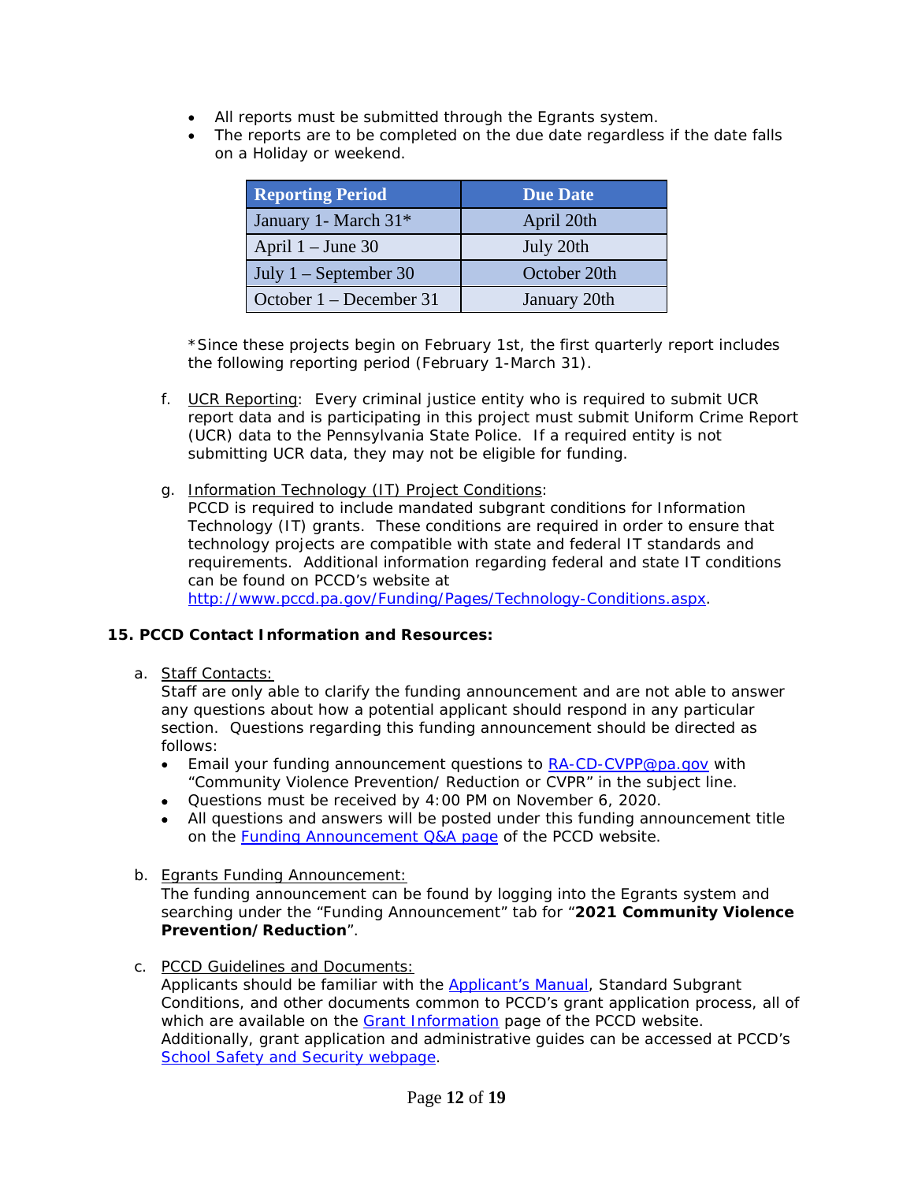- All reports must be submitted through the Egrants system.
- The reports are to be completed on the due date regardless if the date falls on a Holiday or weekend.

| Reporting Period | Due Date |
| --- | --- |
| January 1- March 31* | April 20th |
| April 1 – June 30 | July 20th |
| July 1 – September 30 | October 20th |
| October 1 – December 31 | January 20th |

*Since these projects begin on February 1st, the first quarterly report includes the following reporting period (February 1-March 31).

f. UCR Reporting: Every criminal justice entity who is required to submit UCR report data and is participating in this project must submit Uniform Crime Report (UCR) data to the Pennsylvania State Police. If a required entity is not submitting UCR data, they may not be eligible for funding.

g. Information Technology (IT) Project Conditions:
PCCD is required to include mandated subgrant conditions for Information Technology (IT) grants. These conditions are required in order to ensure that technology projects are compatible with state and federal IT standards and requirements. Additional information regarding federal and state IT conditions can be found on PCCD's website at http://www.pccd.pa.gov/Funding/Pages/Technology-Conditions.aspx.

**15. PCCD Contact Information and Resources:**

a. Staff Contacts:
Staff are only able to clarify the funding announcement and are not able to answer any questions about how a potential applicant should respond in any particular section. Questions regarding this funding announcement should be directed as follows:
- Email your funding announcement questions to RA-CD-CVPP@pa.gov with "Community Violence Prevention/ Reduction or CVPR" in the subject line.
- Questions must be received by 4:00 PM on November 6, 2020.
- All questions and answers will be posted under this funding announcement title on the Funding Announcement Q&A page of the PCCD website.

b. Egrants Funding Announcement:
The funding announcement can be found by logging into the Egrants system and searching under the "Funding Announcement" tab for "**2021 Community Violence Prevention/Reduction**".

c. PCCD Guidelines and Documents:
Applicants should be familiar with the Applicant's Manual, Standard Subgrant Conditions, and other documents common to PCCD's grant application process, all of which are available on the Grant Information page of the PCCD website. Additionally, grant application and administrative guides can be accessed at PCCD's School Safety and Security webpage.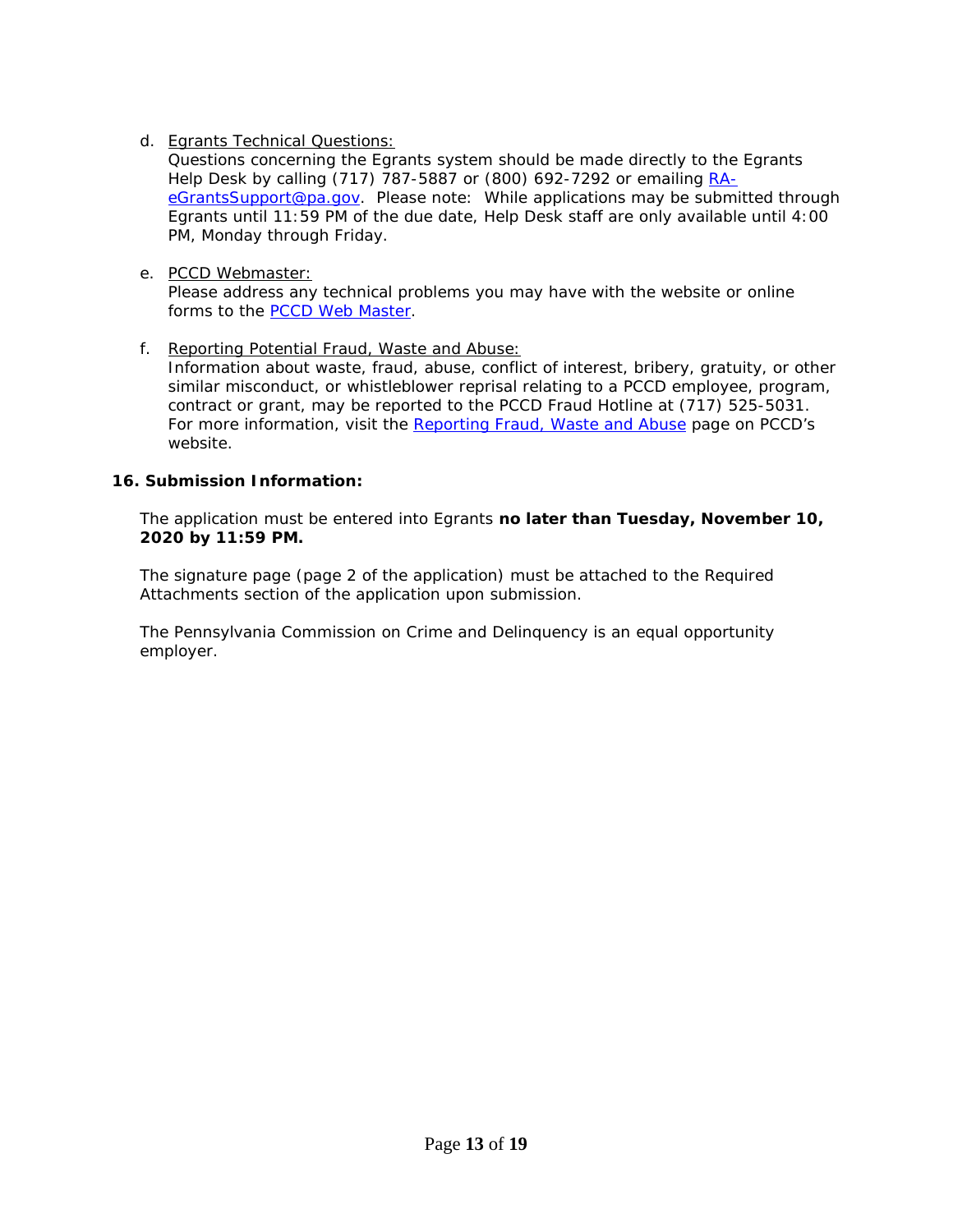d. Egrants Technical Questions:
   Questions concerning the Egrants system should be made directly to the Egrants Help Desk by calling (717) 787-5887 or (800) 692-7292 or emailing [RA-eGrantsSupport@pa.gov](mailto:RA-eGrantsSupport@pa.gov). Please note: While applications may be submitted through Egrants until 11:59 PM of the due date, Help Desk staff are only available until 4:00 PM, Monday through Friday.

e. PCCD Webmaster:
   Please address any technical problems you may have with the website or online forms to the PCCD Web Master.

f. Reporting Potential Fraud, Waste and Abuse:
   Information about waste, fraud, abuse, conflict of interest, bribery, gratuity, or other similar misconduct, or whistleblower reprisal relating to a PCCD employee, program, contract or grant, may be reported to the PCCD Fraud Hotline at (717) 525-5031. For more information, visit the Reporting Fraud, Waste and Abuse page on PCCD's website.

**16. Submission Information:**

The application must be entered into Egrants **no later than Tuesday, November 10, 2020 by 11:59 PM.**

The signature page (page 2 of the application) must be attached to the Required Attachments section of the application upon submission.

The Pennsylvania Commission on Crime and Delinquency is an equal opportunity employer.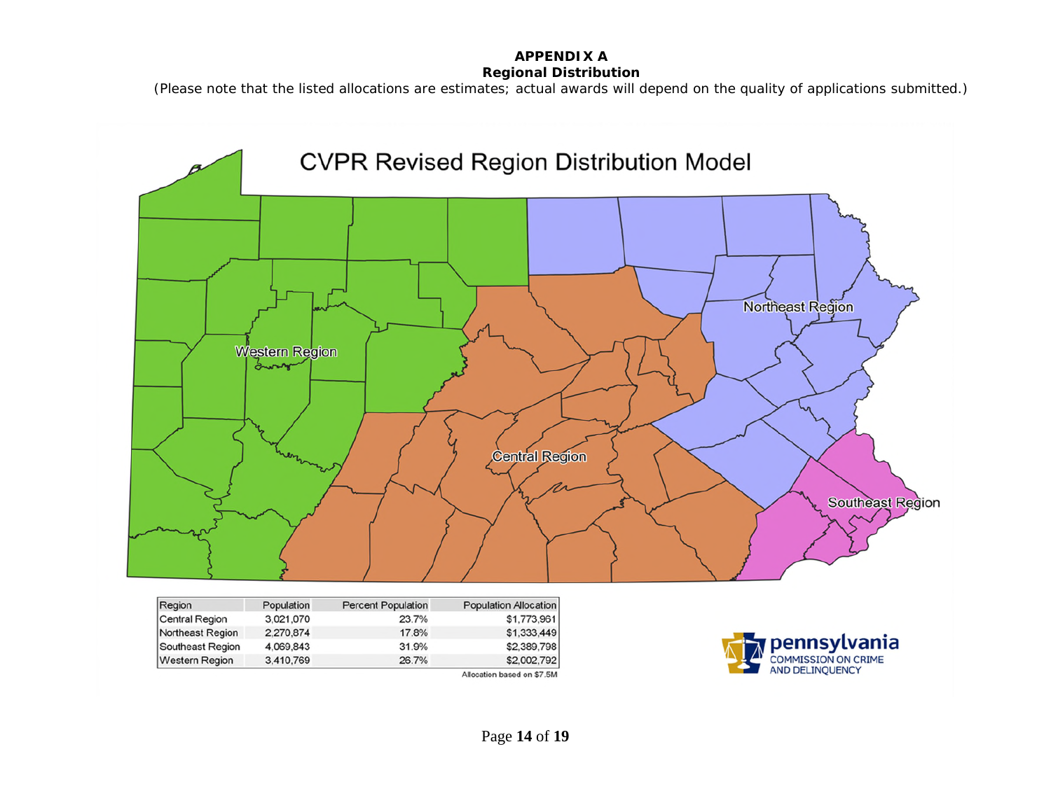**APPENDIX A**
**Regional Distribution**

*(Please note that the listed allocations are estimates; actual awards will depend on the quality of applications submitted.)*

## CVPR Revised Region Distribution Model

Western Region

Northeast Region

Central Region

Southeast Region

| Region | Population | Percent Population | Population Allocation |
|---|---|---|---|
| Central Region | 3,021,070 | 23.7% | $1,773,961 |
| Northeast Region | 2,270,874 | 17.8% | $1,333,449 |
| Southeast Region | 4,069,843 | 31.9% | $2,389,798 |
| Western Region | 3,410,769 | 26.7% | $2,002,792 |

Allocation based on $7.5M

pennsylvania
COMMISSION ON CRIME AND DELINQUENCY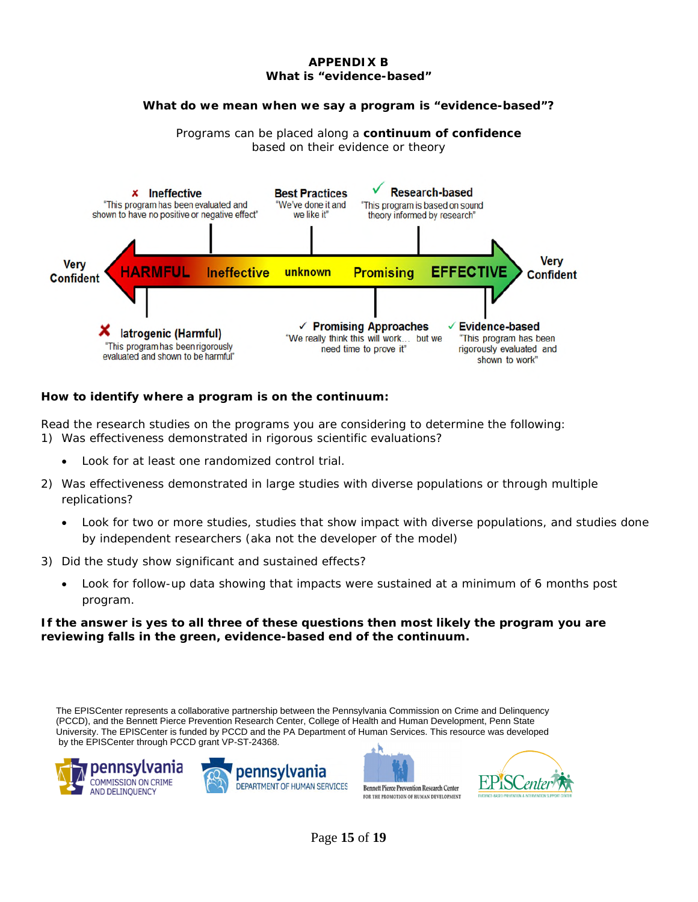**APPENDIX B**
**What is "evidence-based"**

**What do we mean when we say a program is "evidence-based"?**

Programs can be placed along a **continuum of confidence** based on their evidence or theory

✗ **Ineffective** "This program has been evaluated and shown to have no positive or negative effect"

**Best Practices** "We've done it and we like it"

✓ **Research-based** "This program is based on sound theory informed by research"

Very Confident — HARMFUL — Ineffective — unknown — Promising — EFFECTIVE — Very Confident

✗ **Iatrogenic (Harmful)** "This program has been rigorously evaluated and shown to be harmful"

✓ **Promising Approaches** "We really think this will work… but we need time to prove it"

✓ **Evidence-based** "This program has been rigorously evaluated and shown to work"

**How to identify where a program is on the continuum:**

Read the research studies on the programs you are considering to determine the following:

1) Was effectiveness demonstrated in rigorous scientific evaluations?
   - Look for at least one randomized control trial.
2) Was effectiveness demonstrated in large studies with diverse populations or through multiple replications?
   - Look for two or more studies, studies that show impact with diverse populations, and studies done by independent researchers (aka not the developer of the model)
3) Did the study show significant and sustained effects?
   - Look for follow-up data showing that impacts were sustained at a minimum of 6 months post program.

**If the answer is yes to all three of these questions then most likely the program you are reviewing falls in the green, evidence-based end of the continuum.**

The EPISCenter represents a collaborative partnership between the Pennsylvania Commission on Crime and Delinquency (PCCD), and the Bennett Pierce Prevention Research Center, College of Health and Human Development, Penn State University. The EPISCenter is funded by PCCD and the PA Department of Human Services. This resource was developed by the EPISCenter through PCCD grant VP-ST-24368.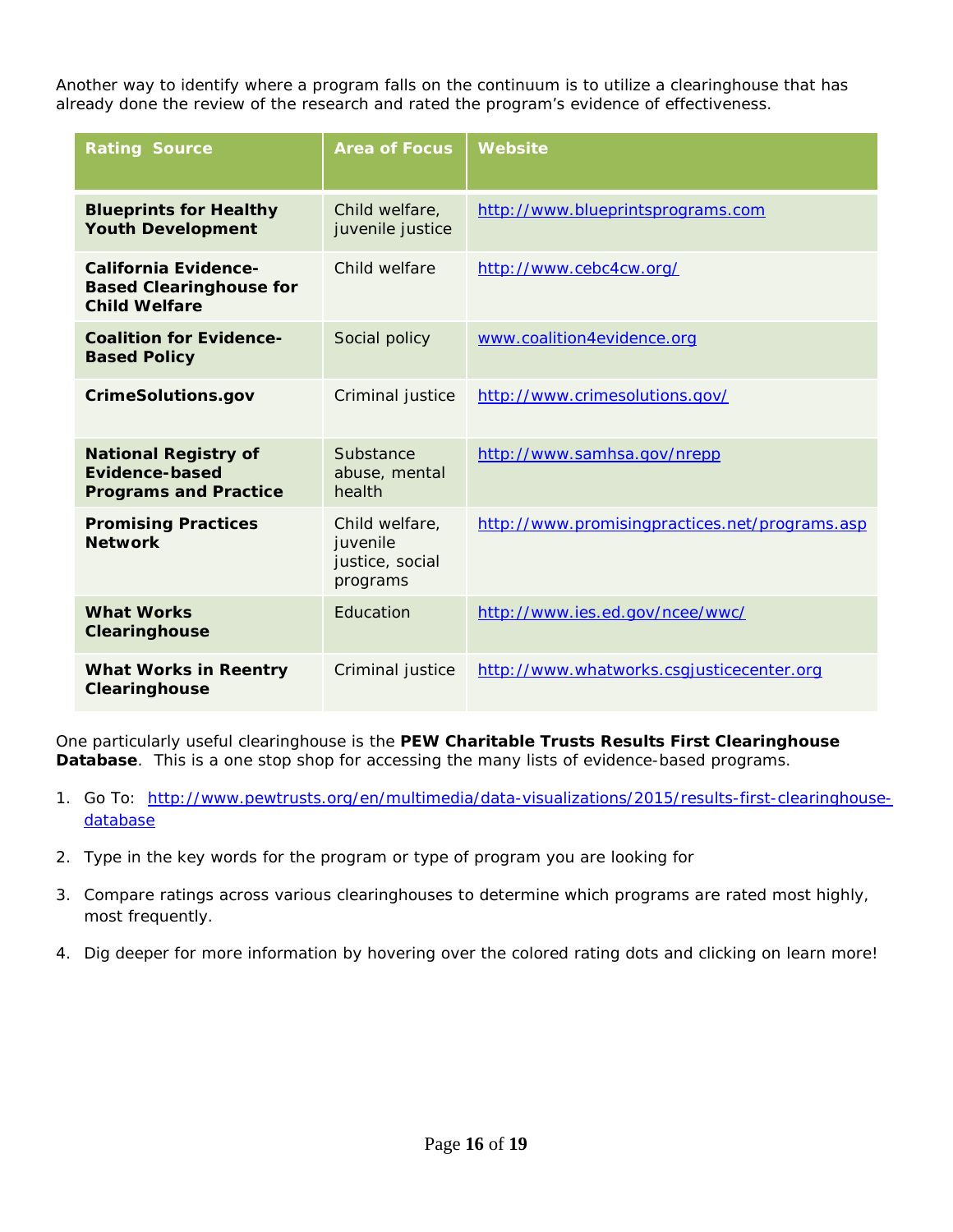Another way to identify where a program falls on the continuum is to utilize a clearinghouse that has already done the review of the research and rated the program's evidence of effectiveness.

| Rating Source | Area of Focus | Website |
| --- | --- | --- |
| **Blueprints for Healthy Youth Development** | Child welfare, juvenile justice | http://www.blueprintsprograms.com |
| **California Evidence-Based Clearinghouse for Child Welfare** | Child welfare | http://www.cebc4cw.org/ |
| **Coalition for Evidence-Based Policy** | Social policy | www.coalition4evidence.org |
| **CrimeSolutions.gov** | Criminal justice | http://www.crimesolutions.gov/ |
| **National Registry of Evidence-based Programs and Practice** | Substance abuse, mental health | http://www.samhsa.gov/nrepp |
| **Promising Practices Network** | Child welfare, juvenile justice, social programs | http://www.promisingpractices.net/programs.asp |
| **What Works Clearinghouse** | Education | http://www.ies.ed.gov/ncee/wwc/ |
| **What Works in Reentry Clearinghouse** | Criminal justice | http://www.whatworks.csgjusticecenter.org |

One particularly useful clearinghouse is the **PEW Charitable Trusts Results First Clearinghouse Database**. This is a one stop shop for accessing the many lists of evidence-based programs.

1. Go To: http://www.pewtrusts.org/en/multimedia/data-visualizations/2015/results-first-clearinghouse-database

2. Type in the key words for the program or type of program you are looking for

3. Compare ratings across various clearinghouses to determine which programs are rated most highly, most frequently.

4. Dig deeper for more information by hovering over the colored rating dots and clicking on learn more!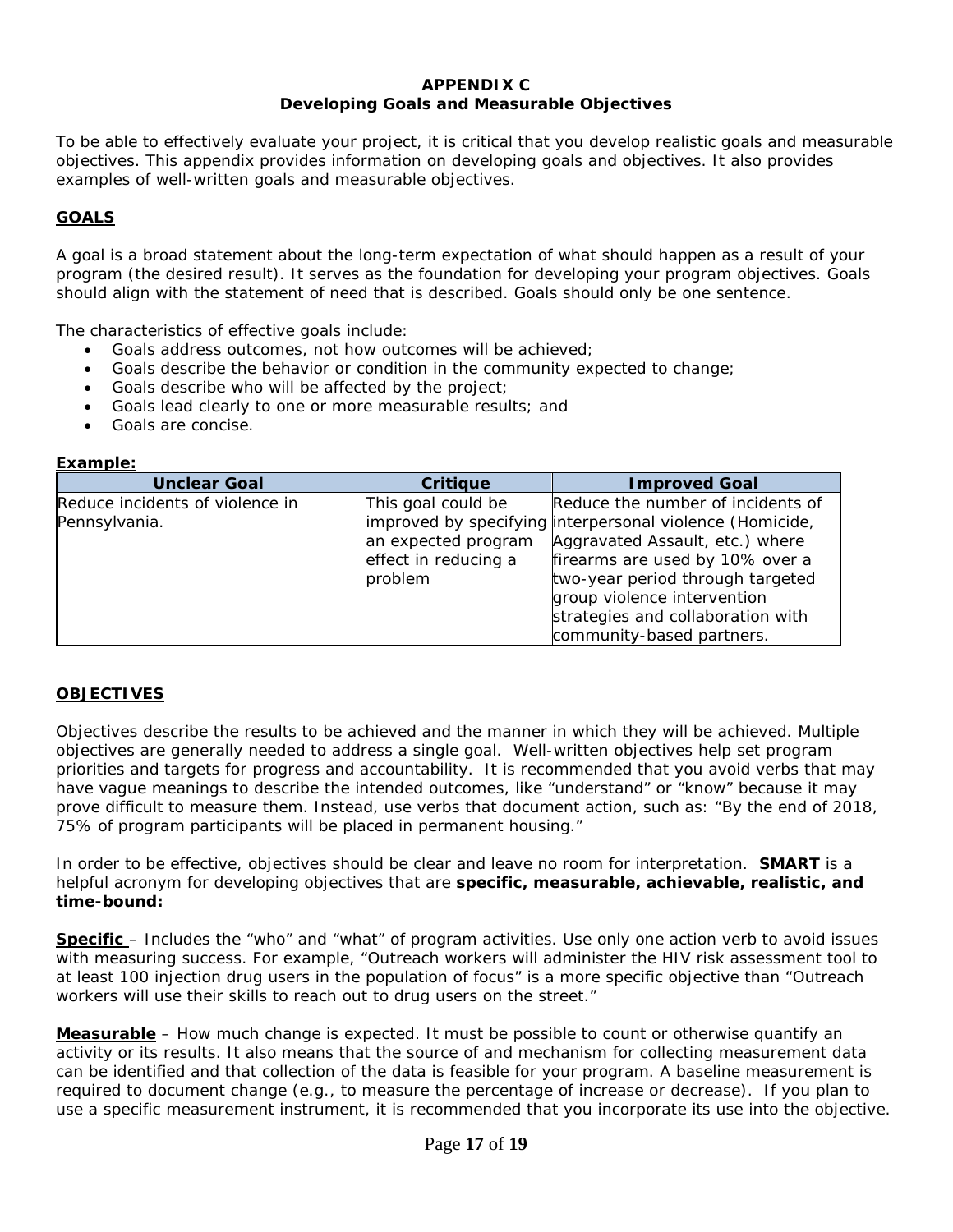## APPENDIX C
## Developing Goals and Measurable Objectives

To be able to effectively evaluate your project, it is critical that you develop realistic goals and measurable objectives. This appendix provides information on developing goals and objectives. It also provides examples of well-written goals and measurable objectives.

### GOALS

A goal is a broad statement about the long-term expectation of what should happen as a result of your program (the desired result). It serves as the foundation for developing your program objectives. Goals should align with the statement of need that is described. Goals should only be one sentence.

The characteristics of effective goals include:

- Goals address outcomes, not how outcomes will be achieved;
- Goals describe the behavior or condition in the community expected to change;
- Goals describe who will be affected by the project;
- Goals lead clearly to one or more measurable results; and
- Goals are concise.

**Example:**

| Unclear Goal | Critique | Improved Goal |
|---|---|---|
| Reduce incidents of violence in Pennsylvania. | This goal could be improved by specifying an expected program effect in reducing a problem | Reduce the number of incidents of interpersonal violence (Homicide, Aggravated Assault, etc.) where firearms are used by 10% over a two-year period through targeted group violence intervention strategies and collaboration with community-based partners. |

### OBJECTIVES

Objectives describe the results to be achieved and the manner in which they will be achieved. Multiple objectives are generally needed to address a single goal. Well-written objectives help set program priorities and targets for progress and accountability. It is recommended that you avoid verbs that may have vague meanings to describe the intended outcomes, like "understand" or "know" because it may prove difficult to measure them. Instead, use verbs that document action, such as: "By the end of 2018, 75% of program participants will be placed in permanent housing."

In order to be effective, objectives should be clear and leave no room for interpretation. **SMART** is a helpful acronym for developing objectives that are **specific, measurable, achievable, realistic, and time-bound:**

**Specific** – Includes the "who" and "what" of program activities. Use only one action verb to avoid issues with measuring success. For example, "Outreach workers will administer the HIV risk assessment tool to at least 100 injection drug users in the population of focus" is a more specific objective than "Outreach workers will use their skills to reach out to drug users on the street."

**Measurable** – How much change is expected. It must be possible to count or otherwise quantify an activity or its results. It also means that the source of and mechanism for collecting measurement data can be identified and that collection of the data is feasible for your program. A baseline measurement is required to document change (e.g., to measure the percentage of increase or decrease). If you plan to use a specific measurement instrument, it is recommended that you incorporate its use into the objective.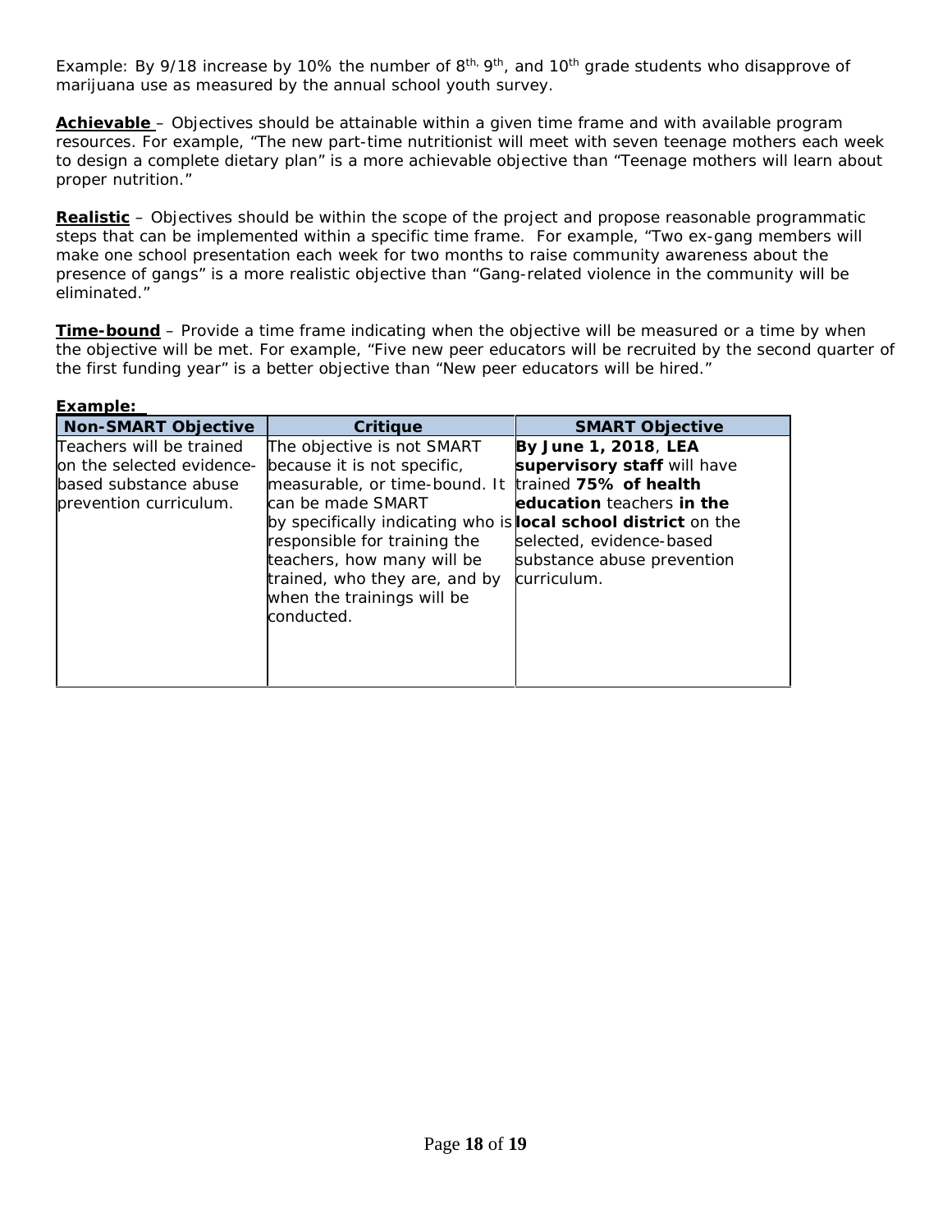Example: By 9/18 increase by 10% the number of 8th, 9th, and 10th grade students who disapprove of marijuana use as measured by the annual school youth survey.

**Achievable** – Objectives should be attainable within a given time frame and with available program resources. For example, "The new part-time nutritionist will meet with seven teenage mothers each week to design a complete dietary plan" is a more achievable objective than "Teenage mothers will learn about proper nutrition."

**Realistic** – Objectives should be within the scope of the project and propose reasonable programmatic steps that can be implemented within a specific time frame. For example, "Two ex-gang members will make one school presentation each week for two months to raise community awareness about the presence of gangs" is a more realistic objective than "Gang-related violence in the community will be eliminated."

**Time-bound** – Provide a time frame indicating when the objective will be measured or a time by when the objective will be met. For example, "Five new peer educators will be recruited by the second quarter of the first funding year" is a better objective than "New peer educators will be hired."

**Example:**

| Non-SMART Objective | Critique | SMART Objective |
|---|---|---|
| Teachers will be trained on the selected evidence-based substance abuse prevention curriculum. | The objective is not SMART because it is not specific, measurable, or time-bound. It can be made SMART by specifically indicating who is responsible for training the teachers, how many will be trained, who they are, and by when the trainings will be conducted. | **By June 1, 2018**, **LEA supervisory staff** will have trained **75% of health education** teachers **in the local school district** on the selected, evidence-based substance abuse prevention curriculum. |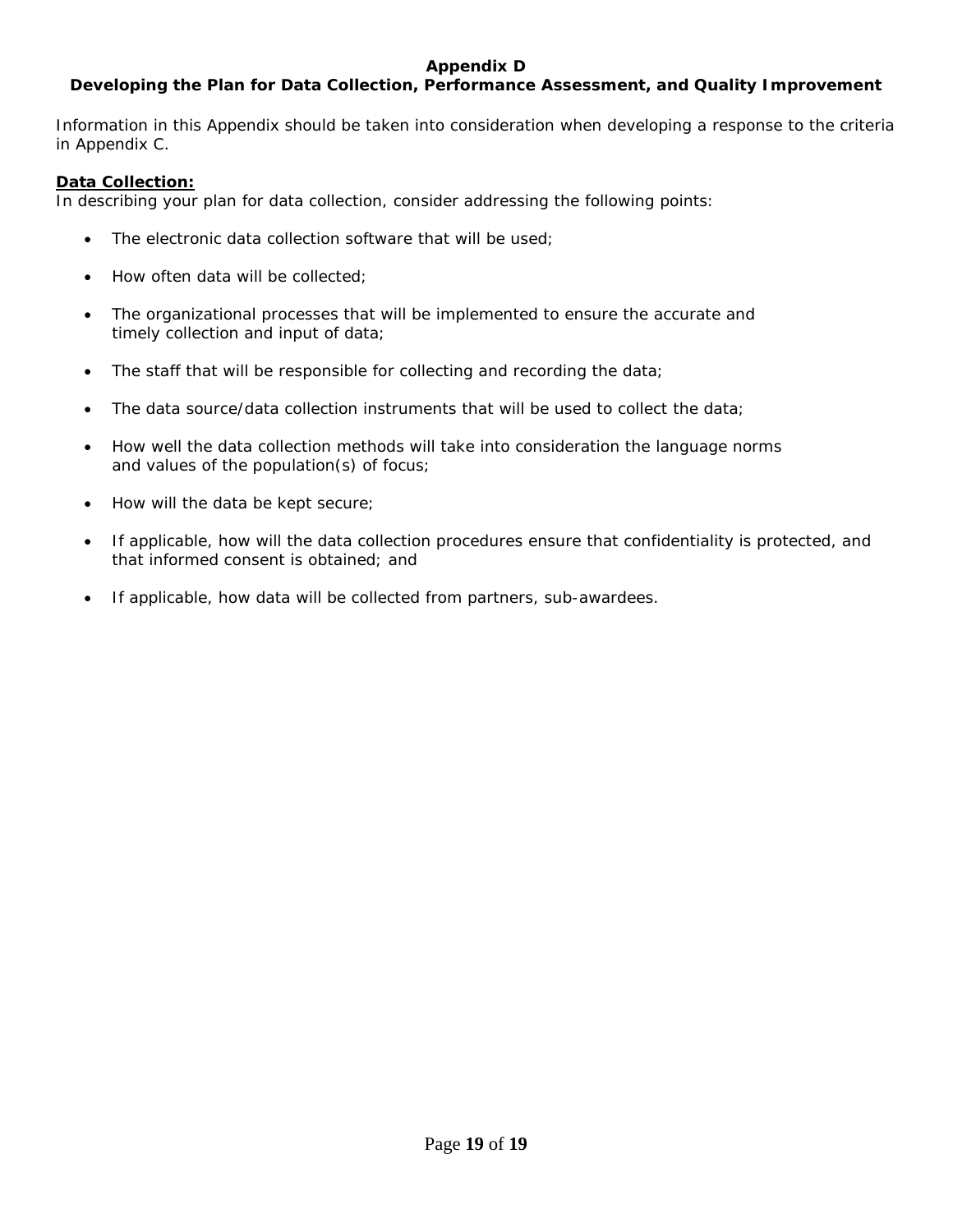# Appendix D

## Developing the Plan for Data Collection, Performance Assessment, and Quality Improvement

Information in this Appendix should be taken into consideration when developing a response to the criteria in Appendix C.

**Data Collection:**

In describing your plan for data collection, consider addressing the following points:

- The electronic data collection software that will be used;
- How often data will be collected;
- The organizational processes that will be implemented to ensure the accurate and timely collection and input of data;
- The staff that will be responsible for collecting and recording the data;
- The data source/data collection instruments that will be used to collect the data;
- How well the data collection methods will take into consideration the language norms and values of the population(s) of focus;
- How will the data be kept secure;
- If applicable, how will the data collection procedures ensure that confidentiality is protected, and that informed consent is obtained; and
- If applicable, how data will be collected from partners, sub-awardees.